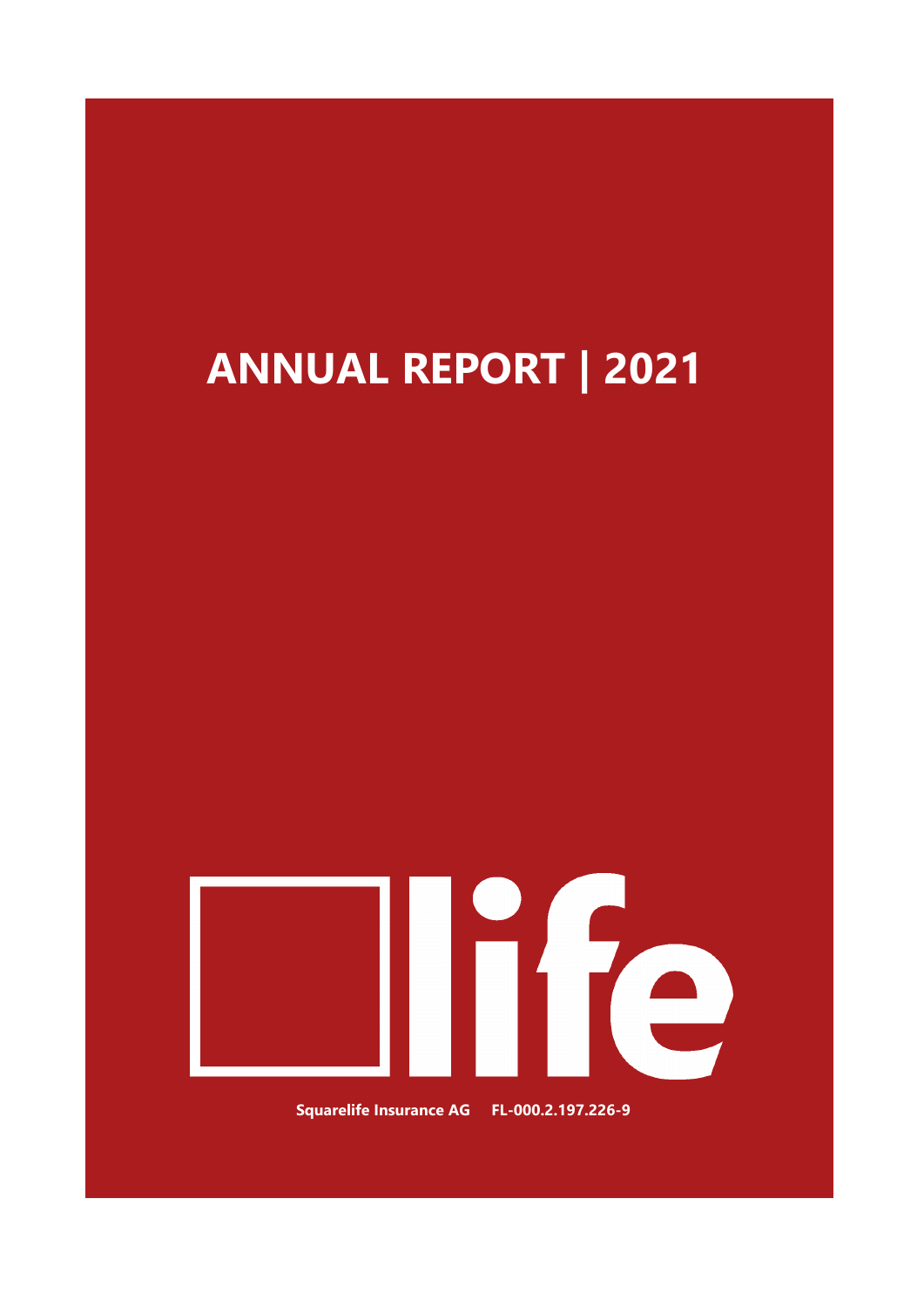# ANNUAL REPORT | 2021

life

**Squarelife Insurance AG FL-000.2.197.226-9**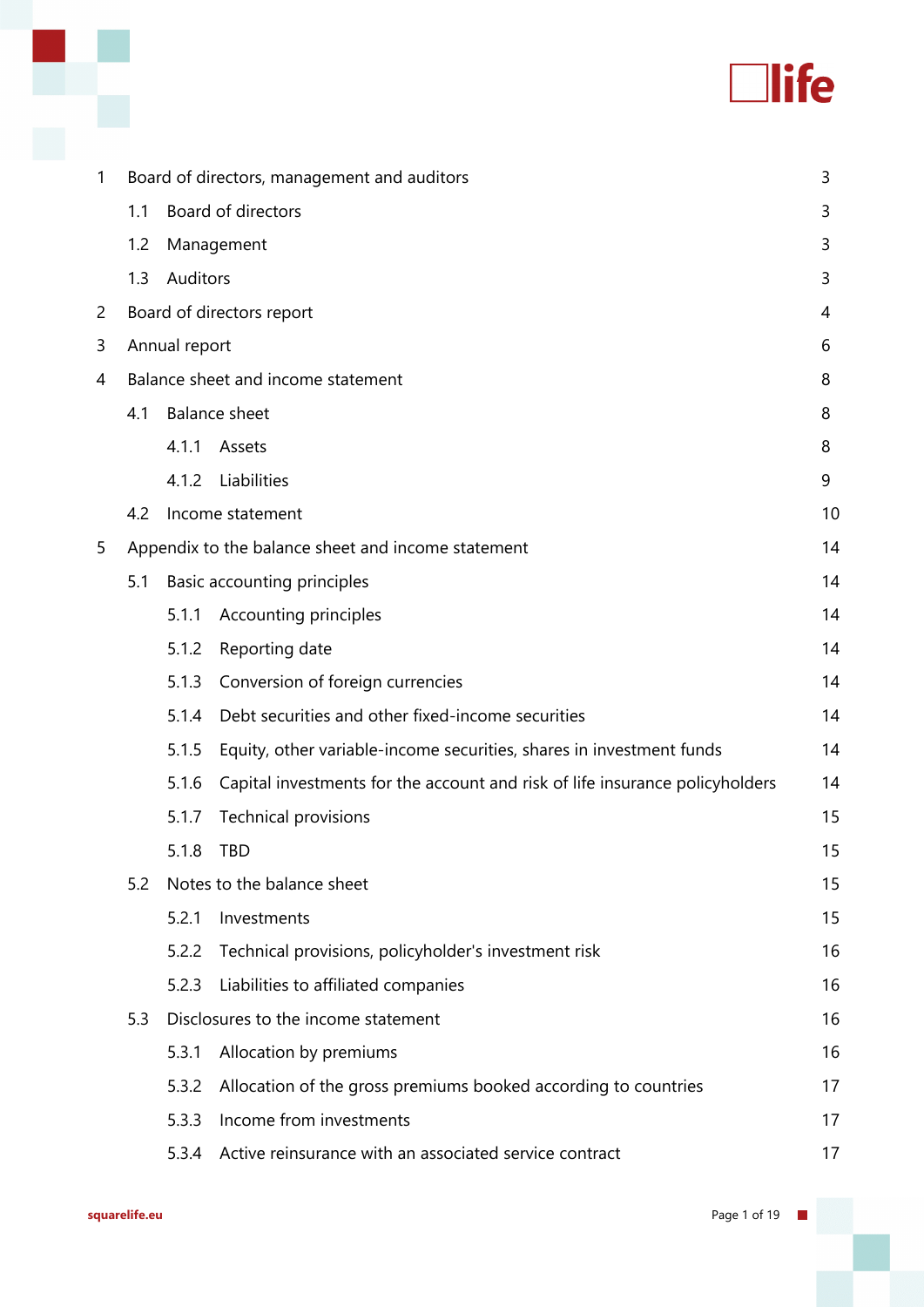| | | | |
|---|---|---|---|
| 1 | Board of directors, management and auditors | | 3 |
| | 1.1 | Board of directors | 3 |
| | 1.2 | Management | 3 |
| | 1.3 | Auditors | 3 |
| 2 | Board of directors report | | 4 |
| 3 | Annual report | | 6 |
| 4 | Balance sheet and income statement | | 8 |
| | 4.1 | Balance sheet | 8 |
| | 4.1.1 | Assets | 8 |
| | 4.1.2 | Liabilities | 9 |
| | 4.2 | Income statement | 10 |
| 5 | Appendix to the balance sheet and income statement | | 14 |
| | 5.1 | Basic accounting principles | 14 |
| | 5.1.1 | Accounting principles | 14 |
| | 5.1.2 | Reporting date | 14 |
| | 5.1.3 | Conversion of foreign currencies | 14 |
| | 5.1.4 | Debt securities and other fixed-income securities | 14 |
| | 5.1.5 | Equity, other variable-income securities, shares in investment funds | 14 |
| | 5.1.6 | Capital investments for the account and risk of life insurance policyholders | 14 |
| | 5.1.7 | Technical provisions | 15 |
| | 5.1.8 | TBD | 15 |
| | 5.2 | Notes to the balance sheet | 15 |
| | 5.2.1 | Investments | 15 |
| | 5.2.2 | Technical provisions, policyholder's investment risk | 16 |
| | 5.2.3 | Liabilities to affiliated companies | 16 |
| | 5.3 | Disclosures to the income statement | 16 |
| | 5.3.1 | Allocation by premiums | 16 |
| | 5.3.2 | Allocation of the gross premiums booked according to countries | 17 |
| | 5.3.3 | Income from investments | 17 |
| | 5.3.4 | Active reinsurance with an associated service contract | 17 |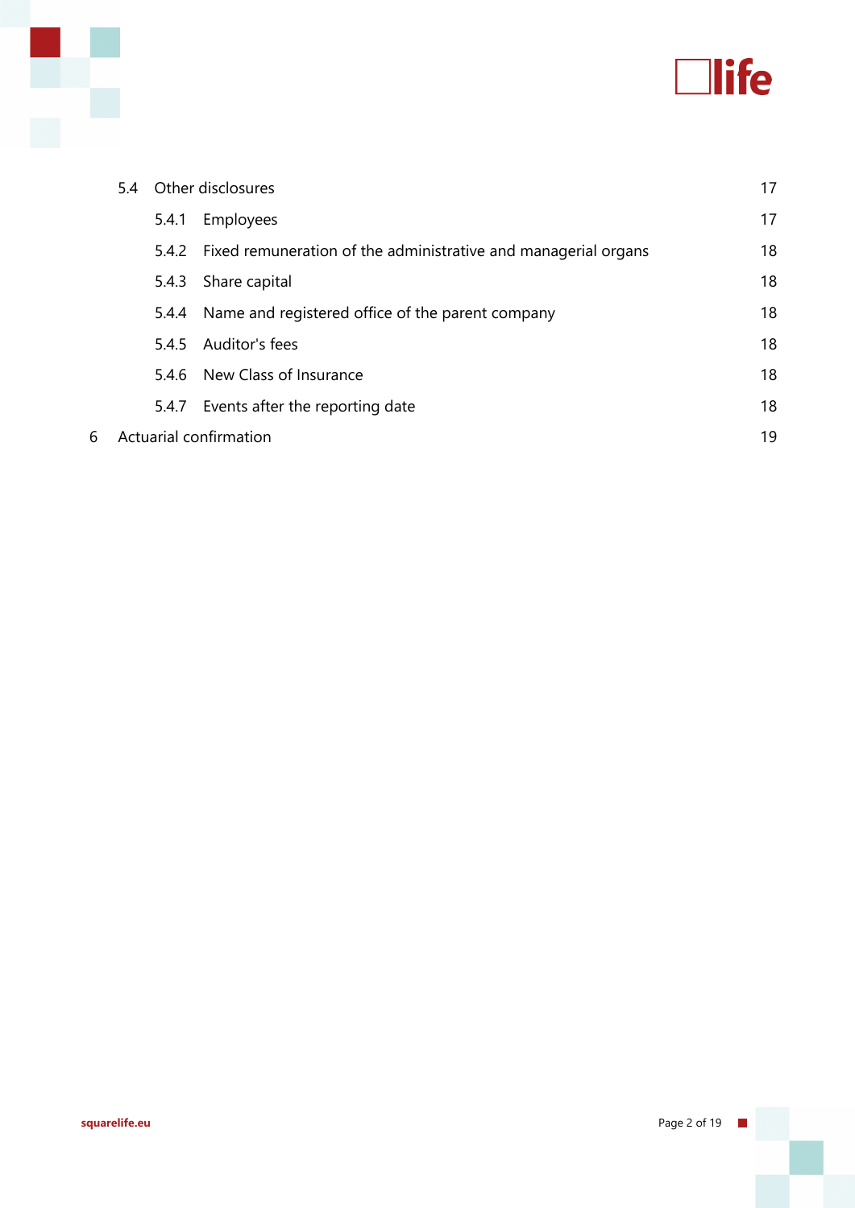- 5.4 Other disclosures 17
  - 5.4.1 Employees 17
  - 5.4.2 Fixed remuneration of the administrative and managerial organs 18
  - 5.4.3 Share capital 18
  - 5.4.4 Name and registered office of the parent company 18
  - 5.4.5 Auditor's fees 18
  - 5.4.6 New Class of Insurance 18
  - 5.4.7 Events after the reporting date 18

6 Actuarial confirmation 19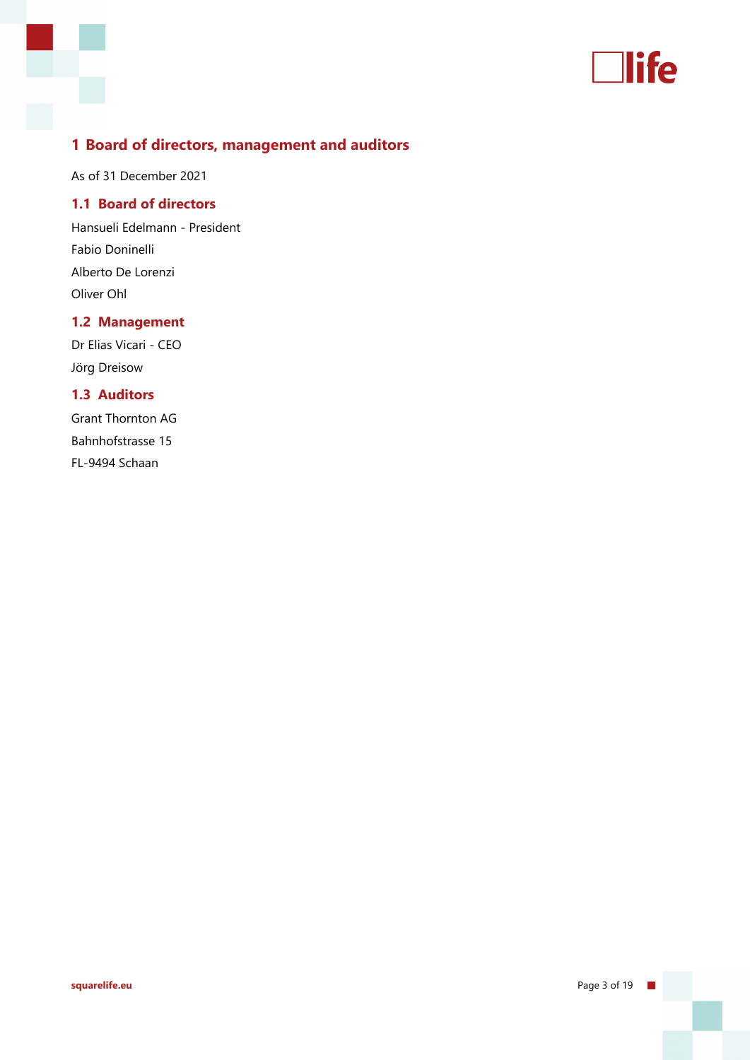# 1 Board of directors, management and auditors

As of 31 December 2021

## 1.1 Board of directors

Hansueli Edelmann - President

Fabio Doninelli

Alberto De Lorenzi

Oliver Ohl

## 1.2 Management

Dr Elias Vicari - CEO

Jörg Dreisow

## 1.3 Auditors

Grant Thornton AG

Bahnhofstrasse 15

FL-9494 Schaan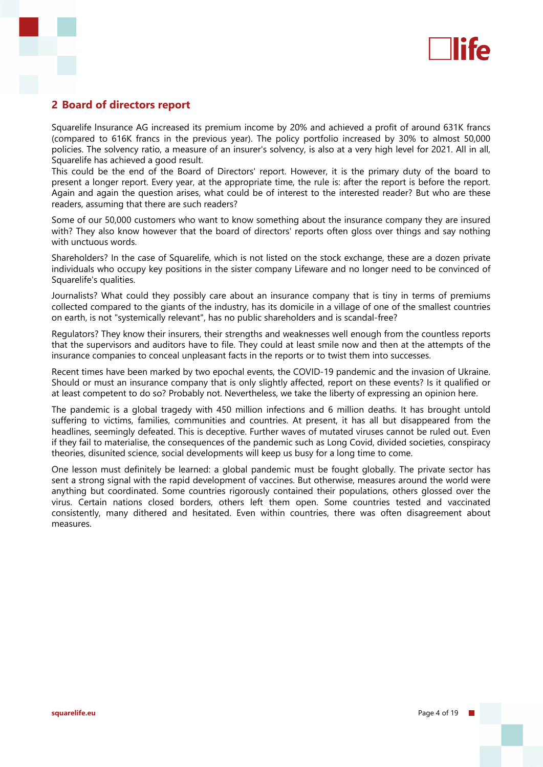## 2 Board of directors report

Squarelife Insurance AG increased its premium income by 20% and achieved a profit of around 631K francs (compared to 616K francs in the previous year). The policy portfolio increased by 30% to almost 50,000 policies. The solvency ratio, a measure of an insurer's solvency, is also at a very high level for 2021. All in all, Squarelife has achieved a good result.
This could be the end of the Board of Directors' report. However, it is the primary duty of the board to present a longer report. Every year, at the appropriate time, the rule is: after the report is before the report. Again and again the question arises, what could be of interest to the interested reader? But who are these readers, assuming that there are such readers?

Some of our 50,000 customers who want to know something about the insurance company they are insured with? They also know however that the board of directors' reports often gloss over things and say nothing with unctuous words.

Shareholders? In the case of Squarelife, which is not listed on the stock exchange, these are a dozen private individuals who occupy key positions in the sister company Lifeware and no longer need to be convinced of Squarelife's qualities.

Journalists? What could they possibly care about an insurance company that is tiny in terms of premiums collected compared to the giants of the industry, has its domicile in a village of one of the smallest countries on earth, is not "systemically relevant", has no public shareholders and is scandal-free?

Regulators? They know their insurers, their strengths and weaknesses well enough from the countless reports that the supervisors and auditors have to file. They could at least smile now and then at the attempts of the insurance companies to conceal unpleasant facts in the reports or to twist them into successes.

Recent times have been marked by two epochal events, the COVID-19 pandemic and the invasion of Ukraine. Should or must an insurance company that is only slightly affected, report on these events? Is it qualified or at least competent to do so? Probably not. Nevertheless, we take the liberty of expressing an opinion here.

The pandemic is a global tragedy with 450 million infections and 6 million deaths. It has brought untold suffering to victims, families, communities and countries. At present, it has all but disappeared from the headlines, seemingly defeated. This is deceptive. Further waves of mutated viruses cannot be ruled out. Even if they fail to materialise, the consequences of the pandemic such as Long Covid, divided societies, conspiracy theories, disunited science, social developments will keep us busy for a long time to come.

One lesson must definitely be learned: a global pandemic must be fought globally. The private sector has sent a strong signal with the rapid development of vaccines. But otherwise, measures around the world were anything but coordinated. Some countries rigorously contained their populations, others glossed over the virus. Certain nations closed borders, others left them open. Some countries tested and vaccinated consistently, many dithered and hesitated. Even within countries, there was often disagreement about measures.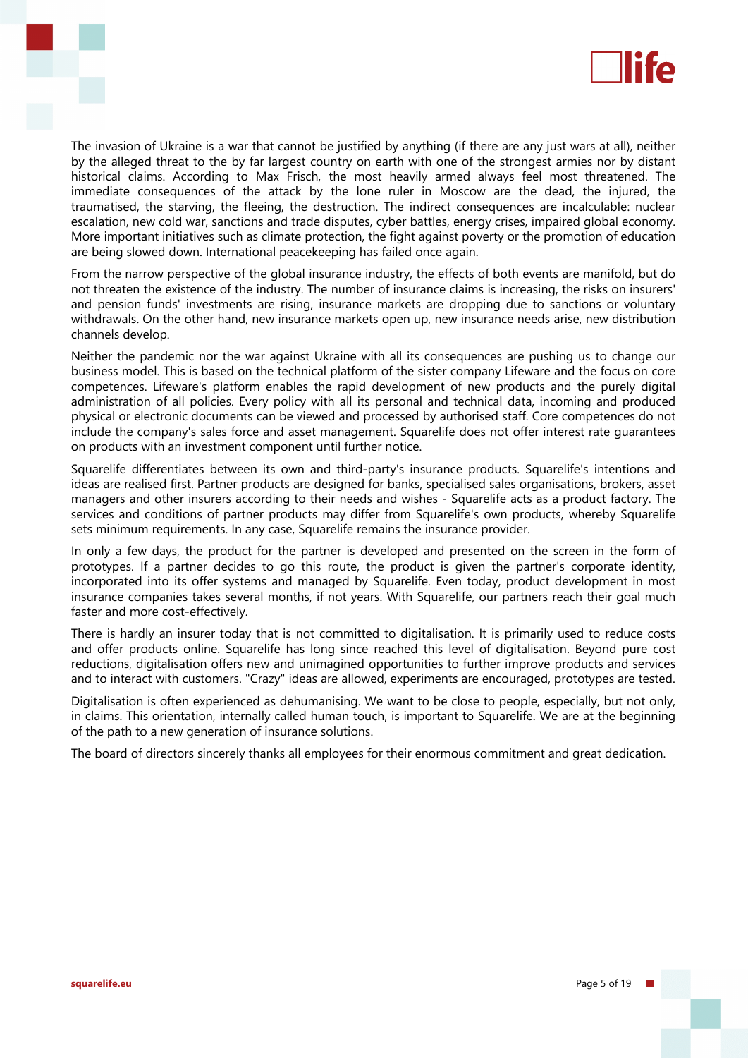The invasion of Ukraine is a war that cannot be justified by anything (if there are any just wars at all), neither by the alleged threat to the by far largest country on earth with one of the strongest armies nor by distant historical claims. According to Max Frisch, the most heavily armed always feel most threatened. The immediate consequences of the attack by the lone ruler in Moscow are the dead, the injured, the traumatised, the starving, the fleeing, the destruction. The indirect consequences are incalculable: nuclear escalation, new cold war, sanctions and trade disputes, cyber battles, energy crises, impaired global economy. More important initiatives such as climate protection, the fight against poverty or the promotion of education are being slowed down. International peacekeeping has failed once again.

From the narrow perspective of the global insurance industry, the effects of both events are manifold, but do not threaten the existence of the industry. The number of insurance claims is increasing, the risks on insurers' and pension funds' investments are rising, insurance markets are dropping due to sanctions or voluntary withdrawals. On the other hand, new insurance markets open up, new insurance needs arise, new distribution channels develop.

Neither the pandemic nor the war against Ukraine with all its consequences are pushing us to change our business model. This is based on the technical platform of the sister company Lifeware and the focus on core competences. Lifeware's platform enables the rapid development of new products and the purely digital administration of all policies. Every policy with all its personal and technical data, incoming and produced physical or electronic documents can be viewed and processed by authorised staff. Core competences do not include the company's sales force and asset management. Squarelife does not offer interest rate guarantees on products with an investment component until further notice.

Squarelife differentiates between its own and third-party's insurance products. Squarelife's intentions and ideas are realised first. Partner products are designed for banks, specialised sales organisations, brokers, asset managers and other insurers according to their needs and wishes - Squarelife acts as a product factory. The services and conditions of partner products may differ from Squarelife's own products, whereby Squarelife sets minimum requirements. In any case, Squarelife remains the insurance provider.

In only a few days, the product for the partner is developed and presented on the screen in the form of prototypes. If a partner decides to go this route, the product is given the partner's corporate identity, incorporated into its offer systems and managed by Squarelife. Even today, product development in most insurance companies takes several months, if not years. With Squarelife, our partners reach their goal much faster and more cost-effectively.

There is hardly an insurer today that is not committed to digitalisation. It is primarily used to reduce costs and offer products online. Squarelife has long since reached this level of digitalisation. Beyond pure cost reductions, digitalisation offers new and unimagined opportunities to further improve products and services and to interact with customers. "Crazy" ideas are allowed, experiments are encouraged, prototypes are tested.

Digitalisation is often experienced as dehumanising. We want to be close to people, especially, but not only, in claims. This orientation, internally called human touch, is important to Squarelife. We are at the beginning of the path to a new generation of insurance solutions.

The board of directors sincerely thanks all employees for their enormous commitment and great dedication.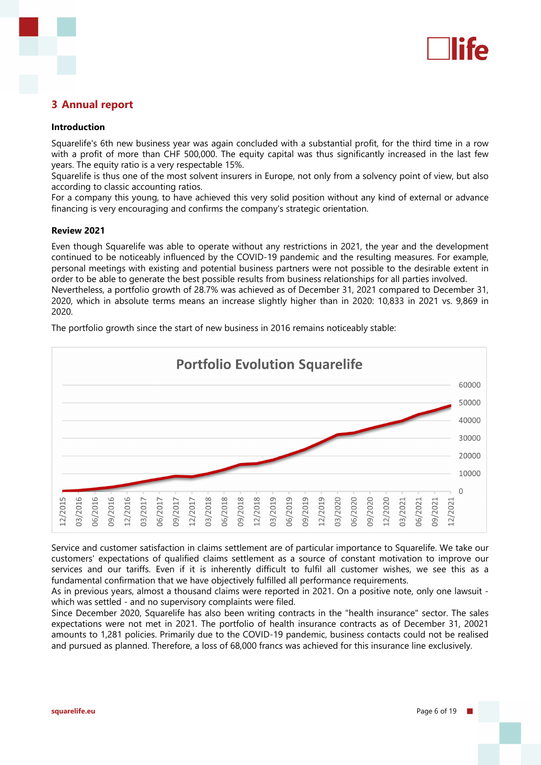## 3 Annual report

**Introduction**

Squarelife's 6th new business year was again concluded with a substantial profit, for the third time in a row with a profit of more than CHF 500,000. The equity capital was thus significantly increased in the last few years. The equity ratio is a very respectable 15%.
Squarelife is thus one of the most solvent insurers in Europe, not only from a solvency point of view, but also according to classic accounting ratios.
For a company this young, to have achieved this very solid position without any kind of external or advance financing is very encouraging and confirms the company's strategic orientation.

**Review 2021**

Even though Squarelife was able to operate without any restrictions in 2021, the year and the development continued to be noticeably influenced by the COVID-19 pandemic and the resulting measures. For example, personal meetings with existing and potential business partners were not possible to the desirable extent in order to be able to generate the best possible results from business relationships for all parties involved.
Nevertheless, a portfolio growth of 28.7% was achieved as of December 31, 2021 compared to December 31, 2020, which in absolute terms means an increase slightly higher than in 2020: 10,833 in 2021 vs. 9,869 in 2020.

The portfolio growth since the start of new business in 2016 remains noticeably stable:

Portfolio Evolution Squarelife

Service and customer satisfaction in claims settlement are of particular importance to Squarelife. We take our customers' expectations of qualified claims settlement as a source of constant motivation to improve our services and our tariffs. Even if it is inherently difficult to fulfil all customer wishes, we see this as a fundamental confirmation that we have objectively fulfilled all performance requirements.
As in previous years, almost a thousand claims were reported in 2021. On a positive note, only one lawsuit - which was settled - and no supervisory complaints were filed.
Since December 2020, Squarelife has also been writing contracts in the "health insurance" sector. The sales expectations were not met in 2021. The portfolio of health insurance contracts as of December 31, 20021 amounts to 1,281 policies. Primarily due to the COVID-19 pandemic, business contacts could not be realised and pursued as planned. Therefore, a loss of 68,000 francs was achieved for this insurance line exclusively.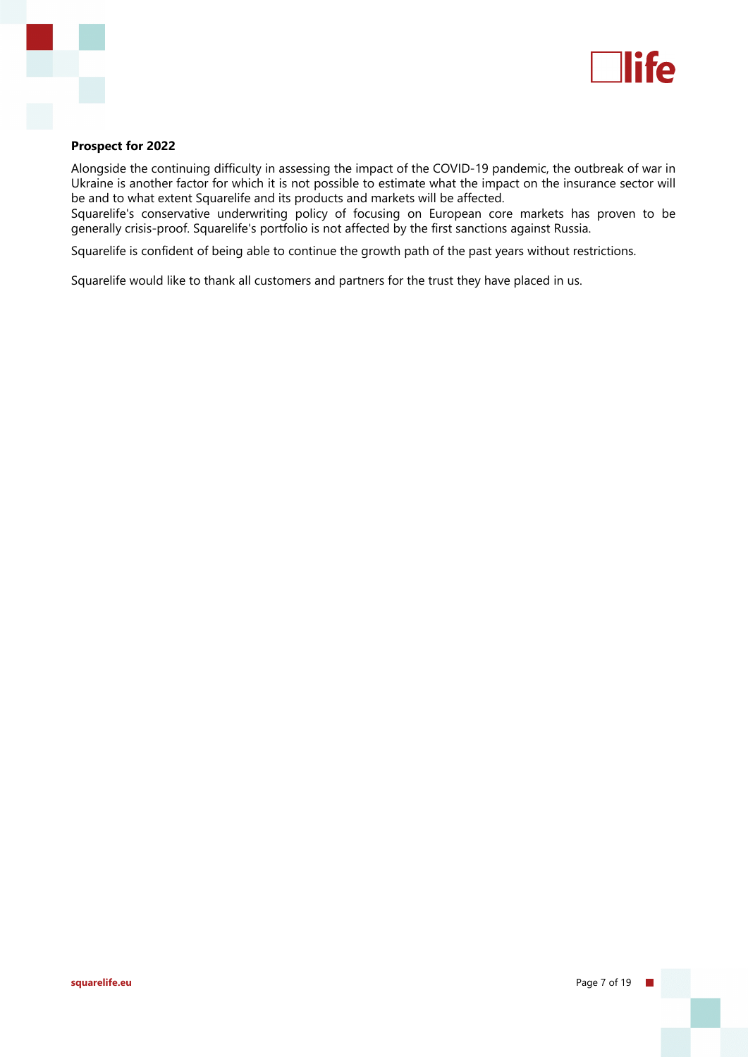**Prospect for 2022**

Alongside the continuing difficulty in assessing the impact of the COVID-19 pandemic, the outbreak of war in Ukraine is another factor for which it is not possible to estimate what the impact on the insurance sector will be and to what extent Squarelife and its products and markets will be affected.
Squarelife's conservative underwriting policy of focusing on European core markets has proven to be generally crisis-proof. Squarelife's portfolio is not affected by the first sanctions against Russia.

Squarelife is confident of being able to continue the growth path of the past years without restrictions.

Squarelife would like to thank all customers and partners for the trust they have placed in us.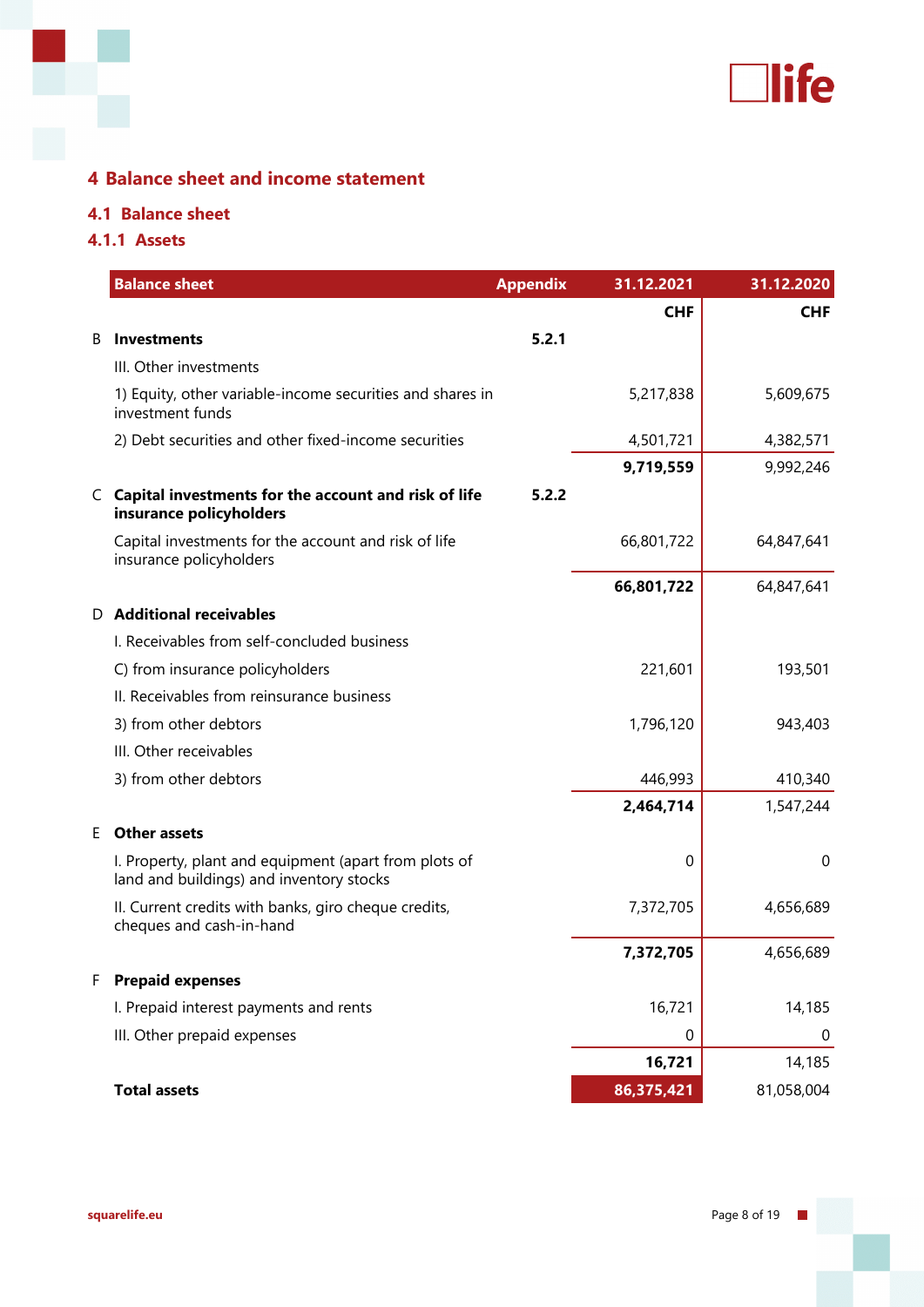## 4 Balance sheet and income statement

### 4.1 Balance sheet

#### 4.1.1 Assets

| | Balance sheet | Appendix | 31.12.2021 | 31.12.2020 |
|---|---|---|---|---|
| | | | CHF | CHF |
| B | **Investments** | **5.2.1** | | |
| | III. Other investments | | | |
| | 1) Equity, other variable-income securities and shares in investment funds | | 5,217,838 | 5,609,675 |
| | 2) Debt securities and other fixed-income securities | | 4,501,721 | 4,382,571 |
| | | | **9,719,559** | 9,992,246 |
| C | **Capital investments for the account and risk of life insurance policyholders** | **5.2.2** | | |
| | Capital investments for the account and risk of life insurance policyholders | | 66,801,722 | 64,847,641 |
| | | | **66,801,722** | 64,847,641 |
| D | **Additional receivables** | | | |
| | I. Receivables from self-concluded business | | | |
| | C) from insurance policyholders | | 221,601 | 193,501 |
| | II. Receivables from reinsurance business | | | |
| | 3) from other debtors | | 1,796,120 | 943,403 |
| | III. Other receivables | | | |
| | 3) from other debtors | | 446,993 | 410,340 |
| | | | **2,464,714** | 1,547,244 |
| E | **Other assets** | | | |
| | I. Property, plant and equipment (apart from plots of land and buildings) and inventory stocks | | 0 | 0 |
| | II. Current credits with banks, giro cheque credits, cheques and cash-in-hand | | 7,372,705 | 4,656,689 |
| | | | **7,372,705** | 4,656,689 |
| F | **Prepaid expenses** | | | |
| | I. Prepaid interest payments and rents | | 16,721 | 14,185 |
| | III. Other prepaid expenses | | 0 | 0 |
| | | | **16,721** | 14,185 |
| | **Total assets** | | **86,375,421** | 81,058,004 |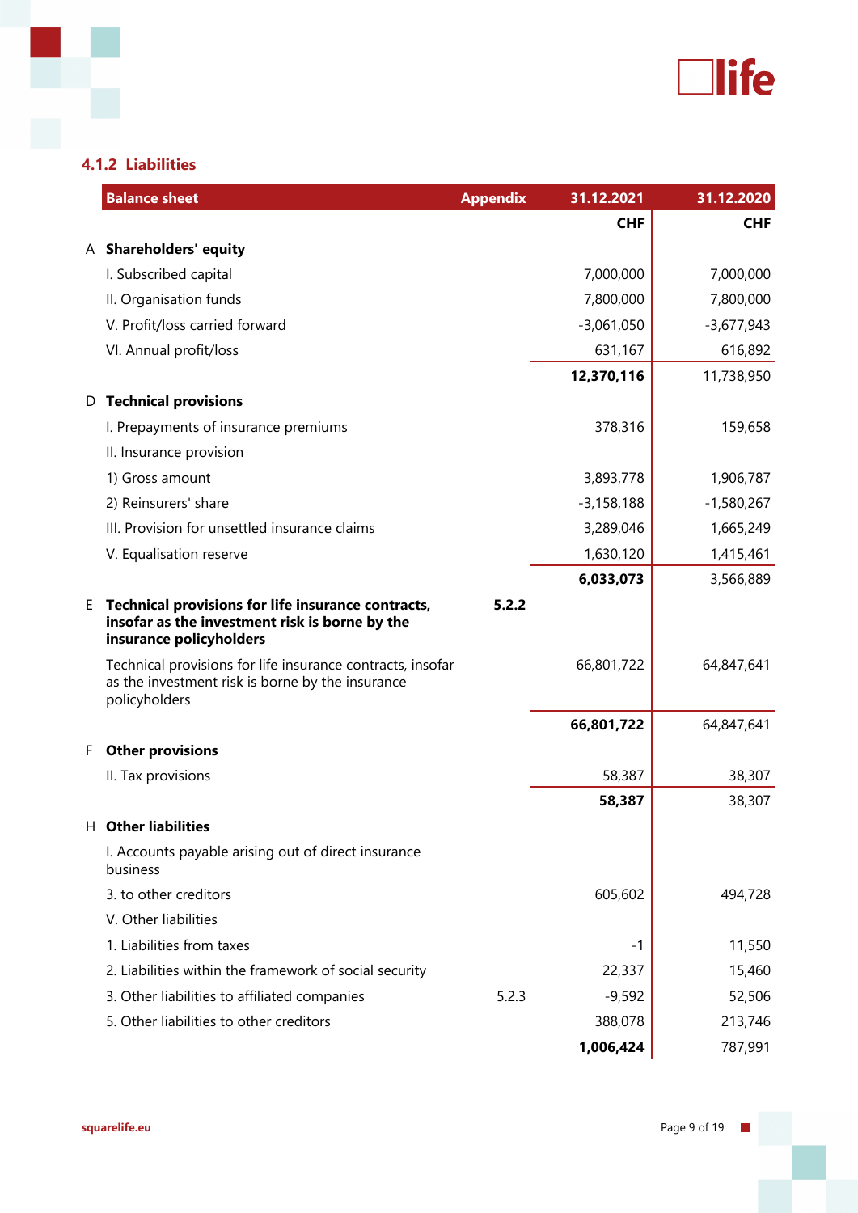### 4.1.2 Liabilities

| | Balance sheet | Appendix | 31.12.2021 | 31.12.2020 |
|---|---|---|---|---|
| | | | CHF | CHF |
| A | **Shareholders' equity** | | | |
| | I. Subscribed capital | | 7,000,000 | 7,000,000 |
| | II. Organisation funds | | 7,800,000 | 7,800,000 |
| | V. Profit/loss carried forward | | -3,061,050 | -3,677,943 |
| | VI. Annual profit/loss | | 631,167 | 616,892 |
| | | | **12,370,116** | 11,738,950 |
| D | **Technical provisions** | | | |
| | I. Prepayments of insurance premiums | | 378,316 | 159,658 |
| | II. Insurance provision | | | |
| | 1) Gross amount | | 3,893,778 | 1,906,787 |
| | 2) Reinsurers' share | | -3,158,188 | -1,580,267 |
| | III. Provision for unsettled insurance claims | | 3,289,046 | 1,665,249 |
| | V. Equalisation reserve | | 1,630,120 | 1,415,461 |
| | | | **6,033,073** | 3,566,889 |
| E | **Technical provisions for life insurance contracts, insofar as the investment risk is borne by the insurance policyholders** | **5.2.2** | | |
| | Technical provisions for life insurance contracts, insofar as the investment risk is borne by the insurance policyholders | | 66,801,722 | 64,847,641 |
| | | | **66,801,722** | 64,847,641 |
| F | **Other provisions** | | | |
| | II. Tax provisions | | 58,387 | 38,307 |
| | | | **58,387** | 38,307 |
| H | **Other liabilities** | | | |
| | I. Accounts payable arising out of direct insurance business | | | |
| | 3. to other creditors | | 605,602 | 494,728 |
| | V. Other liabilities | | | |
| | 1. Liabilities from taxes | | -1 | 11,550 |
| | 2. Liabilities within the framework of social security | | 22,337 | 15,460 |
| | 3. Other liabilities to affiliated companies | 5.2.3 | -9,592 | 52,506 |
| | 5. Other liabilities to other creditors | | 388,078 | 213,746 |
| | | | **1,006,424** | 787,991 |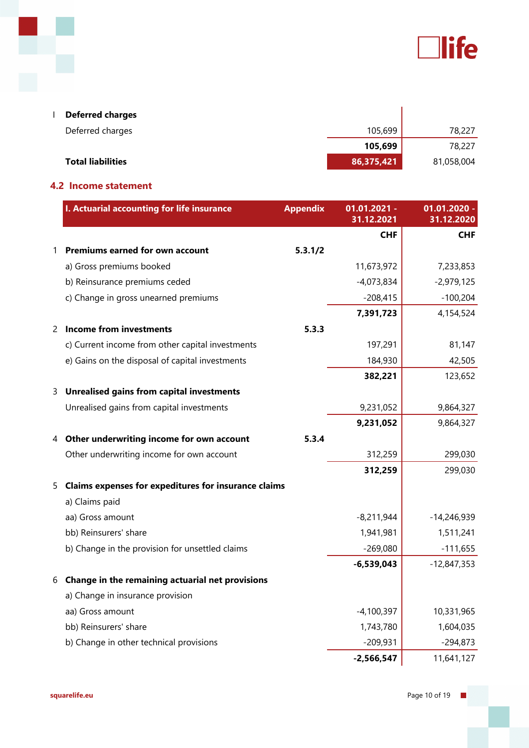| | | | |
|---|---|---|---|
| I | **Deferred charges** | | |
| | Deferred charges | 105,699 | 78,227 |
| | | **105,699** | 78,227 |
| | **Total liabilities** | **86,375,421** | 81,058,004 |

## 4.2 Income statement

| | I. Actuarial accounting for life insurance | Appendix | 01.01.2021 - 31.12.2021 | 01.01.2020 - 31.12.2020 |
|---|---|---|---|---|
| | | | **CHF** | **CHF** |
| 1 | **Premiums earned for own account** | **5.3.1/2** | | |
| | a) Gross premiums booked | | 11,673,972 | 7,233,853 |
| | b) Reinsurance premiums ceded | | -4,073,834 | -2,979,125 |
| | c) Change in gross unearned premiums | | -208,415 | -100,204 |
| | | | **7,391,723** | 4,154,524 |
| 2 | **Income from investments** | **5.3.3** | | |
| | c) Current income from other capital investments | | 197,291 | 81,147 |
| | e) Gains on the disposal of capital investments | | 184,930 | 42,505 |
| | | | **382,221** | 123,652 |
| 3 | **Unrealised gains from capital investments** | | | |
| | Unrealised gains from capital investments | | 9,231,052 | 9,864,327 |
| | | | **9,231,052** | 9,864,327 |
| 4 | **Other underwriting income for own account** | **5.3.4** | | |
| | Other underwriting income for own account | | 312,259 | 299,030 |
| | | | **312,259** | 299,030 |
| 5 | **Claims expenses for expeditures for insurance claims** | | | |
| | a) Claims paid | | | |
| | aa) Gross amount | | -8,211,944 | -14,246,939 |
| | bb) Reinsurers' share | | 1,941,981 | 1,511,241 |
| | b) Change in the provision for unsettled claims | | -269,080 | -111,655 |
| | | | **-6,539,043** | -12,847,353 |
| 6 | **Change in the remaining actuarial net provisions** | | | |
| | a) Change in insurance provision | | | |
| | aa) Gross amount | | -4,100,397 | 10,331,965 |
| | bb) Reinsurers' share | | 1,743,780 | 1,604,035 |
| | b) Change in other technical provisions | | -209,931 | -294,873 |
| | | | **-2,566,547** | 11,641,127 |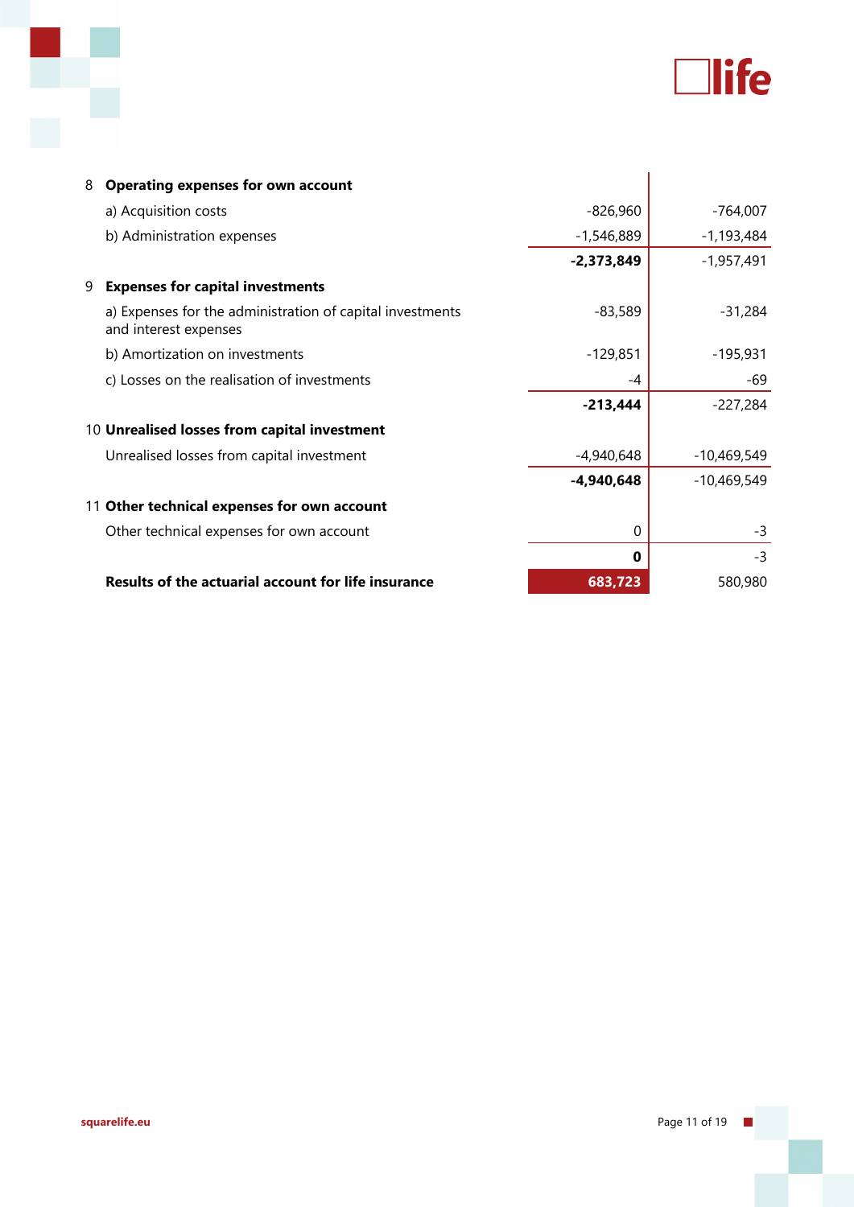| | | |
|---|---:|---:|
| 8 **Operating expenses for own account** | | |
| a) Acquisition costs | -826,960 | -764,007 |
| b) Administration expenses | -1,546,889 | -1,193,484 |
| | **-2,373,849** | -1,957,491 |
| 9 **Expenses for capital investments** | | |
| a) Expenses for the administration of capital investments and interest expenses | -83,589 | -31,284 |
| b) Amortization on investments | -129,851 | -195,931 |
| c) Losses on the realisation of investments | -4 | -69 |
| | **-213,444** | -227,284 |
| 10 **Unrealised losses from capital investment** | | |
| Unrealised losses from capital investment | -4,940,648 | -10,469,549 |
| | **-4,940,648** | -10,469,549 |
| 11 **Other technical expenses for own account** | | |
| Other technical expenses for own account | 0 | -3 |
| | **0** | -3 |
| **Results of the actuarial account for life insurance** | **683,723** | 580,980 |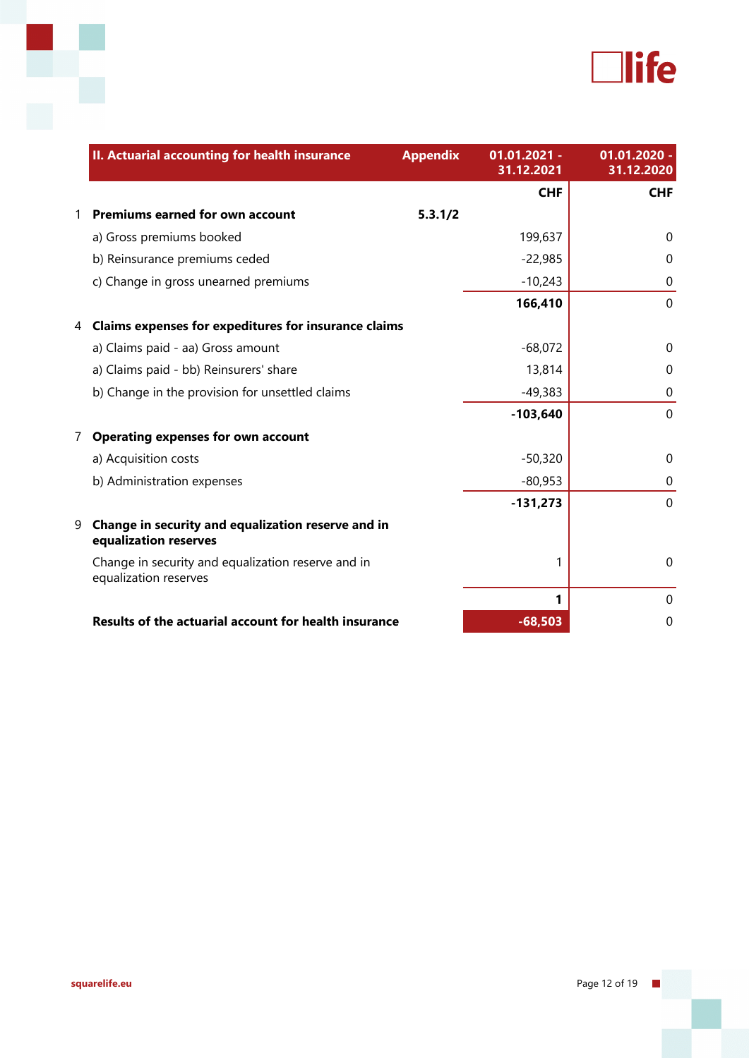| | II. Actuarial accounting for health insurance | Appendix | 01.01.2021 - 31.12.2021 | 01.01.2020 - 31.12.2020 |
|---|---|---|---|---|
| | | | CHF | CHF |
| 1 | **Premiums earned for own account** | **5.3.1/2** | | |
| | a) Gross premiums booked | | 199,637 | 0 |
| | b) Reinsurance premiums ceded | | -22,985 | 0 |
| | c) Change in gross unearned premiums | | -10,243 | 0 |
| | | | **166,410** | 0 |
| 4 | **Claims expenses for expeditures for insurance claims** | | | |
| | a) Claims paid - aa) Gross amount | | -68,072 | 0 |
| | a) Claims paid - bb) Reinsurers' share | | 13,814 | 0 |
| | b) Change in the provision for unsettled claims | | -49,383 | 0 |
| | | | **-103,640** | 0 |
| 7 | **Operating expenses for own account** | | | |
| | a) Acquisition costs | | -50,320 | 0 |
| | b) Administration expenses | | -80,953 | 0 |
| | | | **-131,273** | 0 |
| 9 | **Change in security and equalization reserve and in equalization reserves** | | | |
| | Change in security and equalization reserve and in equalization reserves | | 1 | 0 |
| | | | **1** | 0 |
| | **Results of the actuarial account for health insurance** | | **-68,503** | 0 |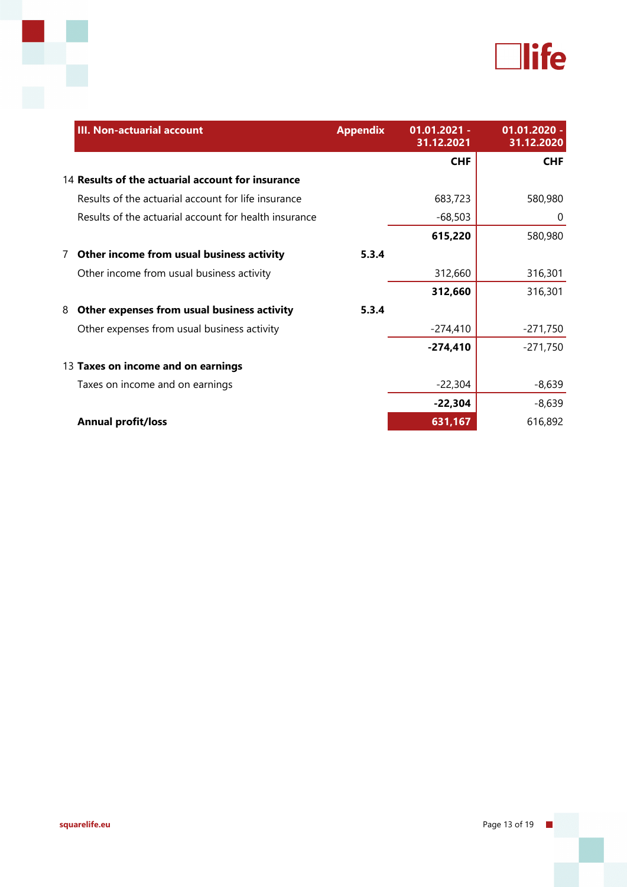| | III. Non-actuarial account | Appendix | 01.01.2021 - 31.12.2021 | 01.01.2020 - 31.12.2020 |
|---|---|---|---|---|
| | | | CHF | CHF |
| 14 | **Results of the actuarial account for insurance** | | | |
| | Results of the actuarial account for life insurance | | 683,723 | 580,980 |
| | Results of the actuarial account for health insurance | | -68,503 | 0 |
| | | | **615,220** | 580,980 |
| 7 | **Other income from usual business activity** | **5.3.4** | | |
| | Other income from usual business activity | | 312,660 | 316,301 |
| | | | **312,660** | 316,301 |
| 8 | **Other expenses from usual business activity** | **5.3.4** | | |
| | Other expenses from usual business activity | | -274,410 | -271,750 |
| | | | **-274,410** | -271,750 |
| 13 | **Taxes on income and on earnings** | | | |
| | Taxes on income and on earnings | | -22,304 | -8,639 |
| | | | **-22,304** | -8,639 |
| | **Annual profit/loss** | | **631,167** | 616,892 |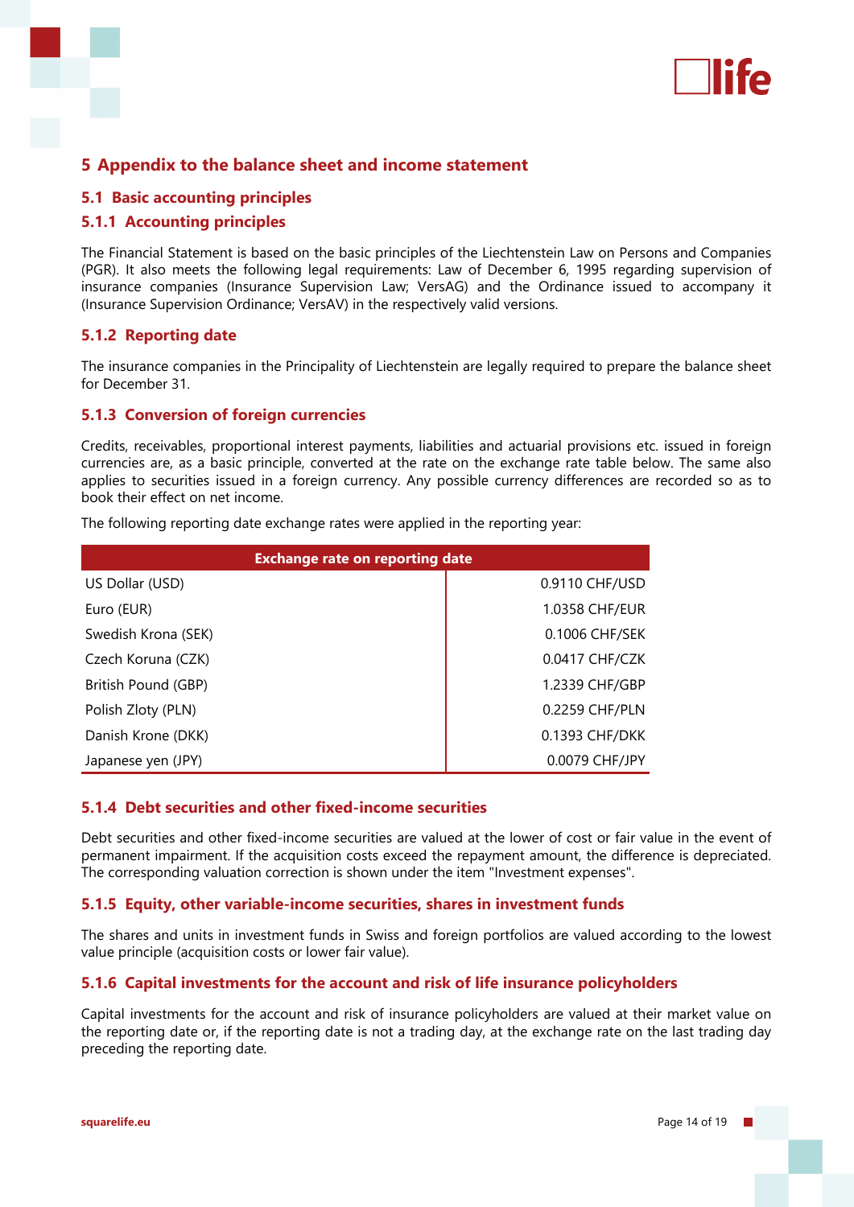# 5 Appendix to the balance sheet and income statement

## 5.1 Basic accounting principles

### 5.1.1 Accounting principles

The Financial Statement is based on the basic principles of the Liechtenstein Law on Persons and Companies (PGR). It also meets the following legal requirements: Law of December 6, 1995 regarding supervision of insurance companies (Insurance Supervision Law; VersAG) and the Ordinance issued to accompany it (Insurance Supervision Ordinance; VersAV) in the respectively valid versions.

### 5.1.2 Reporting date

The insurance companies in the Principality of Liechtenstein are legally required to prepare the balance sheet for December 31.

### 5.1.3 Conversion of foreign currencies

Credits, receivables, proportional interest payments, liabilities and actuarial provisions etc. issued in foreign currencies are, as a basic principle, converted at the rate on the exchange rate table below. The same also applies to securities issued in a foreign currency. Any possible currency differences are recorded so as to book their effect on net income.

The following reporting date exchange rates were applied in the reporting year:

| Exchange rate on reporting date | |
|---|---|
| US Dollar (USD) | 0.9110 CHF/USD |
| Euro (EUR) | 1.0358 CHF/EUR |
| Swedish Krona (SEK) | 0.1006 CHF/SEK |
| Czech Koruna (CZK) | 0.0417 CHF/CZK |
| British Pound (GBP) | 1.2339 CHF/GBP |
| Polish Zloty (PLN) | 0.2259 CHF/PLN |
| Danish Krone (DKK) | 0.1393 CHF/DKK |
| Japanese yen (JPY) | 0.0079 CHF/JPY |

### 5.1.4 Debt securities and other fixed-income securities

Debt securities and other fixed-income securities are valued at the lower of cost or fair value in the event of permanent impairment. If the acquisition costs exceed the repayment amount, the difference is depreciated. The corresponding valuation correction is shown under the item "Investment expenses".

### 5.1.5 Equity, other variable-income securities, shares in investment funds

The shares and units in investment funds in Swiss and foreign portfolios are valued according to the lowest value principle (acquisition costs or lower fair value).

### 5.1.6 Capital investments for the account and risk of life insurance policyholders

Capital investments for the account and risk of insurance policyholders are valued at their market value on the reporting date or, if the reporting date is not a trading day, at the exchange rate on the last trading day preceding the reporting date.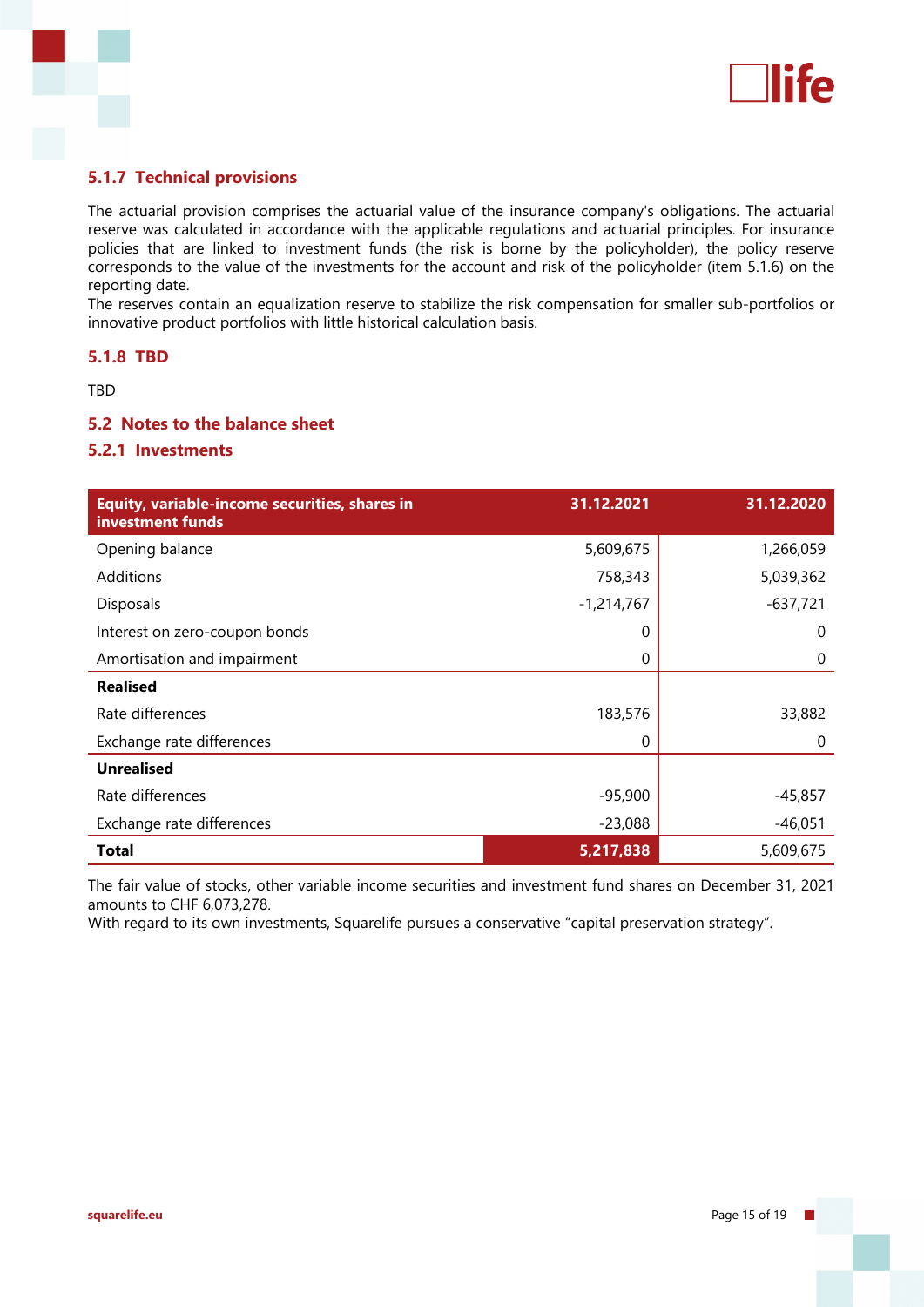### 5.1.7 Technical provisions

The actuarial provision comprises the actuarial value of the insurance company's obligations. The actuarial reserve was calculated in accordance with the applicable regulations and actuarial principles. For insurance policies that are linked to investment funds (the risk is borne by the policyholder), the policy reserve corresponds to the value of the investments for the account and risk of the policyholder (item 5.1.6) on the reporting date.
The reserves contain an equalization reserve to stabilize the risk compensation for smaller sub-portfolios or innovative product portfolios with little historical calculation basis.

### 5.1.8 TBD

TBD

## 5.2 Notes to the balance sheet

### 5.2.1 Investments

| Equity, variable-income securities, shares in investment funds | 31.12.2021 | 31.12.2020 |
|---|---|---|
| Opening balance | 5,609,675 | 1,266,059 |
| Additions | 758,343 | 5,039,362 |
| Disposals | -1,214,767 | -637,721 |
| Interest on zero-coupon bonds | 0 | 0 |
| Amortisation and impairment | 0 | 0 |
| **Realised** | | |
| Rate differences | 183,576 | 33,882 |
| Exchange rate differences | 0 | 0 |
| **Unrealised** | | |
| Rate differences | -95,900 | -45,857 |
| Exchange rate differences | -23,088 | -46,051 |
| **Total** | **5,217,838** | 5,609,675 |

The fair value of stocks, other variable income securities and investment fund shares on December 31, 2021 amounts to CHF 6,073,278.
With regard to its own investments, Squarelife pursues a conservative “capital preservation strategy”.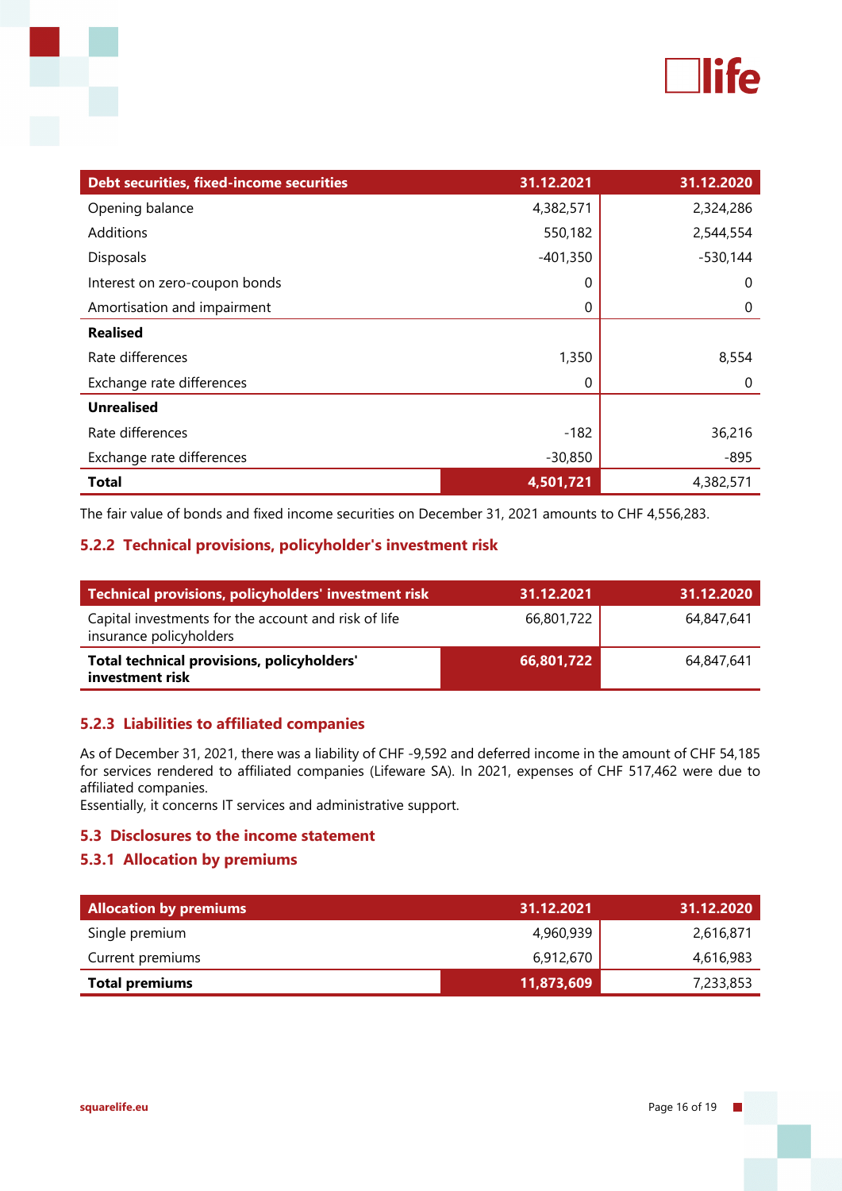| Debt securities, fixed-income securities | 31.12.2021 | 31.12.2020 |
|---|---|---|
| Opening balance | 4,382,571 | 2,324,286 |
| Additions | 550,182 | 2,544,554 |
| Disposals | -401,350 | -530,144 |
| Interest on zero-coupon bonds | 0 | 0 |
| Amortisation and impairment | 0 | 0 |
| **Realised** | | |
| Rate differences | 1,350 | 8,554 |
| Exchange rate differences | 0 | 0 |
| **Unrealised** | | |
| Rate differences | -182 | 36,216 |
| Exchange rate differences | -30,850 | -895 |
| **Total** | **4,501,721** | 4,382,571 |

The fair value of bonds and fixed income securities on December 31, 2021 amounts to CHF 4,556,283.

### 5.2.2 Technical provisions, policyholder's investment risk

| Technical provisions, policyholders' investment risk | 31.12.2021 | 31.12.2020 |
|---|---|---|
| Capital investments for the account and risk of life insurance policyholders | 66,801,722 | 64,847,641 |
| **Total technical provisions, policyholders' investment risk** | **66,801,722** | 64,847,641 |

### 5.2.3 Liabilities to affiliated companies

As of December 31, 2021, there was a liability of CHF -9,592 and deferred income in the amount of CHF 54,185 for services rendered to affiliated companies (Lifeware SA). In 2021, expenses of CHF 517,462 were due to affiliated companies.
Essentially, it concerns IT services and administrative support.

## 5.3 Disclosures to the income statement

### 5.3.1 Allocation by premiums

| Allocation by premiums | 31.12.2021 | 31.12.2020 |
|---|---|---|
| Single premium | 4,960,939 | 2,616,871 |
| Current premiums | 6,912,670 | 4,616,983 |
| **Total premiums** | **11,873,609** | 7,233,853 |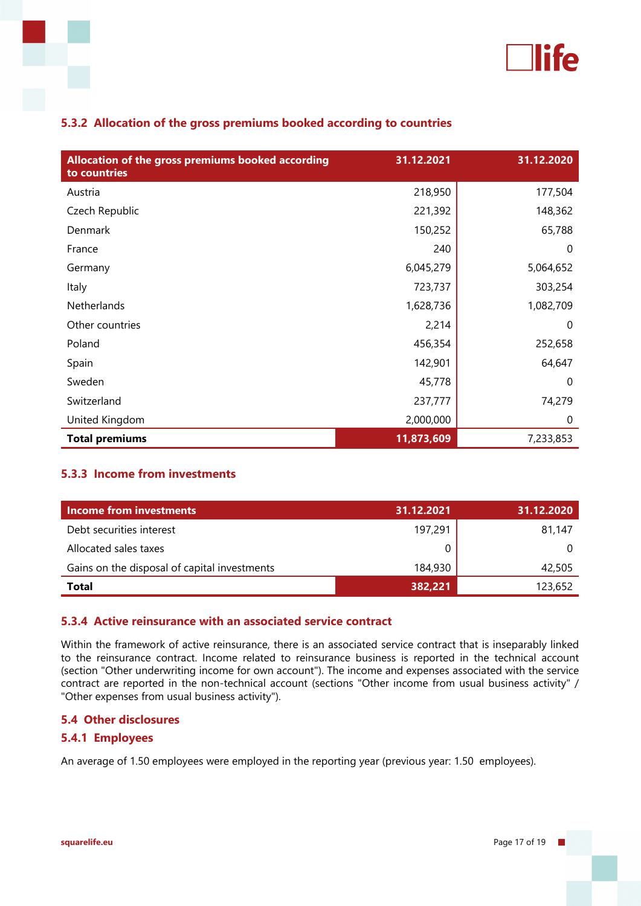### 5.3.2 Allocation of the gross premiums booked according to countries

| Allocation of the gross premiums booked according to countries | 31.12.2021 | 31.12.2020 |
| --- | --- | --- |
| Austria | 218,950 | 177,504 |
| Czech Republic | 221,392 | 148,362 |
| Denmark | 150,252 | 65,788 |
| France | 240 | 0 |
| Germany | 6,045,279 | 5,064,652 |
| Italy | 723,737 | 303,254 |
| Netherlands | 1,628,736 | 1,082,709 |
| Other countries | 2,214 | 0 |
| Poland | 456,354 | 252,658 |
| Spain | 142,901 | 64,647 |
| Sweden | 45,778 | 0 |
| Switzerland | 237,777 | 74,279 |
| United Kingdom | 2,000,000 | 0 |
| **Total premiums** | **11,873,609** | 7,233,853 |

### 5.3.3 Income from investments

| Income from investments | 31.12.2021 | 31.12.2020 |
| --- | --- | --- |
| Debt securities interest | 197,291 | 81,147 |
| Allocated sales taxes | 0 | 0 |
| Gains on the disposal of capital investments | 184,930 | 42,505 |
| **Total** | **382,221** | 123,652 |

### 5.3.4 Active reinsurance with an associated service contract

Within the framework of active reinsurance, there is an associated service contract that is inseparably linked to the reinsurance contract. Income related to reinsurance business is reported in the technical account (section "Other underwriting income for own account"). The income and expenses associated with the service contract are reported in the non-technical account (sections "Other income from usual business activity" / "Other expenses from usual business activity").

## 5.4 Other disclosures

### 5.4.1 Employees

An average of 1.50 employees were employed in the reporting year (previous year: 1.50 employees).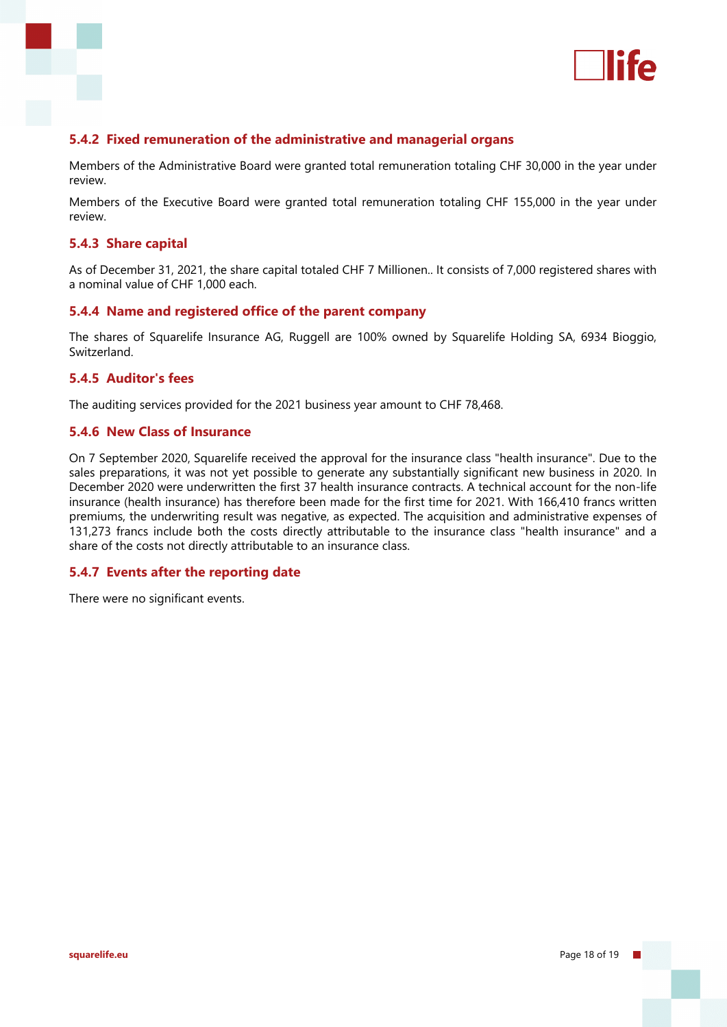### 5.4.2 Fixed remuneration of the administrative and managerial organs

Members of the Administrative Board were granted total remuneration totaling CHF 30,000 in the year under review.

Members of the Executive Board were granted total remuneration totaling CHF 155,000 in the year under review.

### 5.4.3 Share capital

As of December 31, 2021, the share capital totaled CHF 7 Millionen.. It consists of 7,000 registered shares with a nominal value of CHF 1,000 each.

### 5.4.4 Name and registered office of the parent company

The shares of Squarelife Insurance AG, Ruggell are 100% owned by Squarelife Holding SA, 6934 Bioggio, Switzerland.

### 5.4.5 Auditor's fees

The auditing services provided for the 2021 business year amount to CHF 78,468.

### 5.4.6 New Class of Insurance

On 7 September 2020, Squarelife received the approval for the insurance class "health insurance". Due to the sales preparations, it was not yet possible to generate any substantially significant new business in 2020. In December 2020 were underwritten the first 37 health insurance contracts. A technical account for the non-life insurance (health insurance) has therefore been made for the first time for 2021. With 166,410 francs written premiums, the underwriting result was negative, as expected. The acquisition and administrative expenses of 131,273 francs include both the costs directly attributable to the insurance class "health insurance" and a share of the costs not directly attributable to an insurance class.

### 5.4.7 Events after the reporting date

There were no significant events.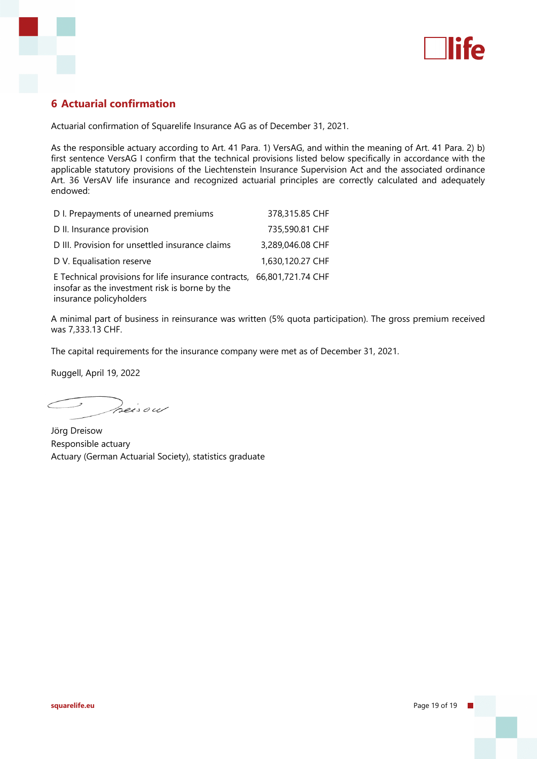## 6 Actuarial confirmation

Actuarial confirmation of Squarelife Insurance AG as of December 31, 2021.

As the responsible actuary according to Art. 41 Para. 1) VersAG, and within the meaning of Art. 41 Para. 2) b) first sentence VersAG I confirm that the technical provisions listed below specifically in accordance with the applicable statutory provisions of the Liechtenstein Insurance Supervision Act and the associated ordinance Art. 36 VersAV life insurance and recognized actuarial principles are correctly calculated and adequately endowed:

| | |
|---|---|
| D I. Prepayments of unearned premiums | 378,315.85 CHF |
| D II. Insurance provision | 735,590.81 CHF |
| D III. Provision for unsettled insurance claims | 3,289,046.08 CHF |
| D V. Equalisation reserve | 1,630,120.27 CHF |
| E Technical provisions for life insurance contracts, insofar as the investment risk is borne by the insurance policyholders | 66,801,721.74 CHF |

A minimal part of business in reinsurance was written (5% quota participation). The gross premium received was 7,333.13 CHF.

The capital requirements for the insurance company were met as of December 31, 2021.

Ruggell, April 19, 2022

Jörg Dreisow
Responsible actuary
Actuary (German Actuarial Society), statistics graduate